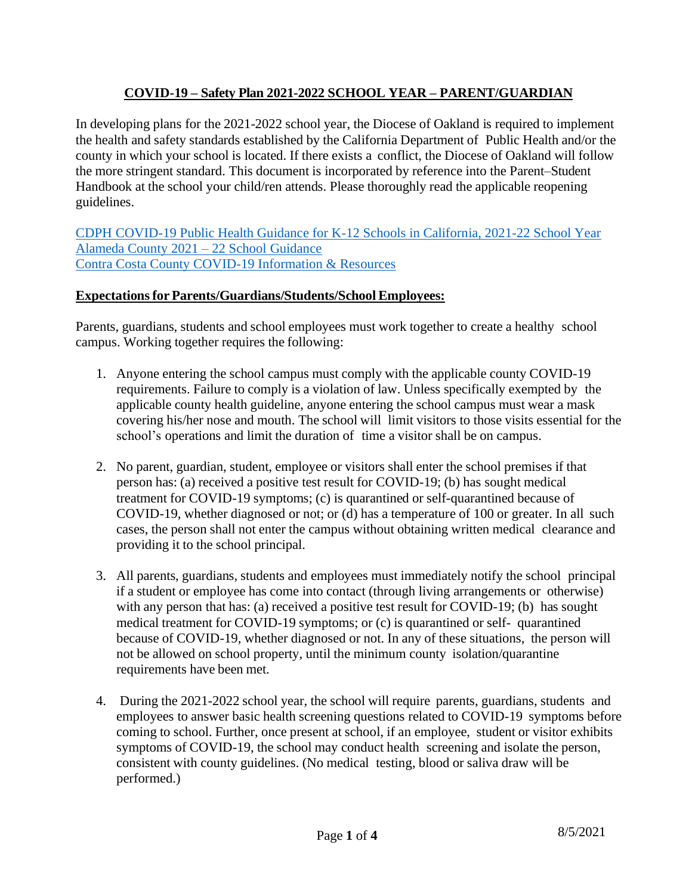# **COVID-19 – Safety Plan 2021-2022 SCHOOL YEAR – PARENT/GUARDIAN**

In developing plans for the 2021-2022 school year, the Diocese of Oakland is required to implement the health and safety standards established by the California Department of Public Health and/or the county in which your school is located. If there exists a conflict, the Diocese of Oakland will follow the more stringent standard. This document is incorporated by reference into the Parent–Student Handbook at the school your child/ren attends. Please thoroughly read the applicable reopening guidelines.

CDPH COVID-19 Public Health Guidance for K-12 Schools in California, 2021-22 School Year
Alameda County 2021 – 22 School Guidance
Contra Costa County COVID-19 Information & Resources

## **Expectations for Parents/Guardians/Students/School Employees:**

Parents, guardians, students and school employees must work together to create a healthy school campus. Working together requires the following:

1. Anyone entering the school campus must comply with the applicable county COVID-19 requirements. Failure to comply is a violation of law. Unless specifically exempted by the applicable county health guideline, anyone entering the school campus must wear a mask covering his/her nose and mouth. The school will limit visitors to those visits essential for the school's operations and limit the duration of time a visitor shall be on campus.

2. No parent, guardian, student, employee or visitors shall enter the school premises if that person has: (a) received a positive test result for COVID-19; (b) has sought medical treatment for COVID-19 symptoms; (c) is quarantined or self-quarantined because of COVID-19, whether diagnosed or not; or (d) has a temperature of 100 or greater. In all such cases, the person shall not enter the campus without obtaining written medical clearance and providing it to the school principal.

3. All parents, guardians, students and employees must immediately notify the school principal if a student or employee has come into contact (through living arrangements or otherwise) with any person that has: (a) received a positive test result for COVID-19; (b) has sought medical treatment for COVID-19 symptoms; or (c) is quarantined or self- quarantined because of COVID-19, whether diagnosed or not. In any of these situations, the person will not be allowed on school property, until the minimum county isolation/quarantine requirements have been met.

4. During the 2021-2022 school year, the school will require parents, guardians, students and employees to answer basic health screening questions related to COVID-19 symptoms before coming to school. Further, once present at school, if an employee, student or visitor exhibits symptoms of COVID-19, the school may conduct health screening and isolate the person, consistent with county guidelines. (No medical testing, blood or saliva draw will be performed.)

8/5/2021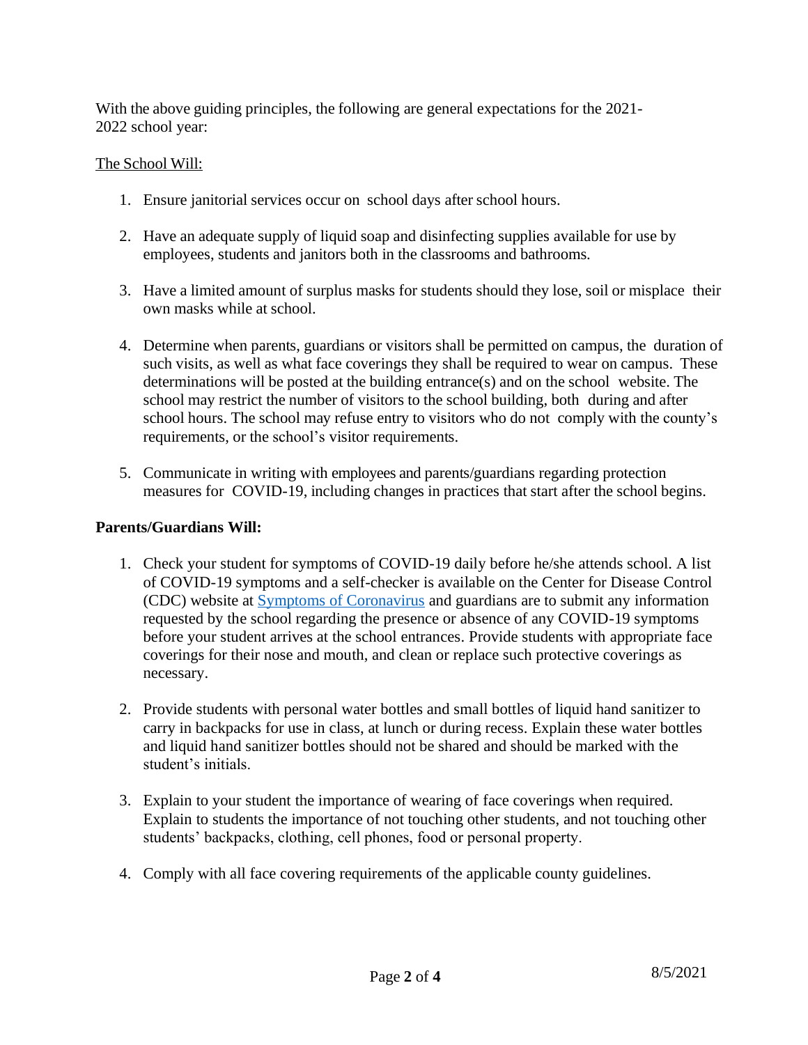With the above guiding principles, the following are general expectations for the 2021-2022 school year:

The School Will:

1. Ensure janitorial services occur on school days after school hours.

2. Have an adequate supply of liquid soap and disinfecting supplies available for use by employees, students and janitors both in the classrooms and bathrooms.

3. Have a limited amount of surplus masks for students should they lose, soil or misplace their own masks while at school.

4. Determine when parents, guardians or visitors shall be permitted on campus, the duration of such visits, as well as what face coverings they shall be required to wear on campus. These determinations will be posted at the building entrance(s) and on the school website. The school may restrict the number of visitors to the school building, both during and after school hours. The school may refuse entry to visitors who do not comply with the county's requirements, or the school's visitor requirements.

5. Communicate in writing with employees and parents/guardians regarding protection measures for COVID-19, including changes in practices that start after the school begins.

**Parents/Guardians Will:**

1. Check your student for symptoms of COVID-19 daily before he/she attends school. A list of COVID-19 symptoms and a self-checker is available on the Center for Disease Control (CDC) website at [Symptoms of Coronavirus] and guardians are to submit any information requested by the school regarding the presence or absence of any COVID-19 symptoms before your student arrives at the school entrances. Provide students with appropriate face coverings for their nose and mouth, and clean or replace such protective coverings as necessary.

2. Provide students with personal water bottles and small bottles of liquid hand sanitizer to carry in backpacks for use in class, at lunch or during recess. Explain these water bottles and liquid hand sanitizer bottles should not be shared and should be marked with the student's initials.

3. Explain to your student the importance of wearing of face coverings when required. Explain to students the importance of not touching other students, and not touching other students' backpacks, clothing, cell phones, food or personal property.

4. Comply with all face covering requirements of the applicable county guidelines.

8/5/2021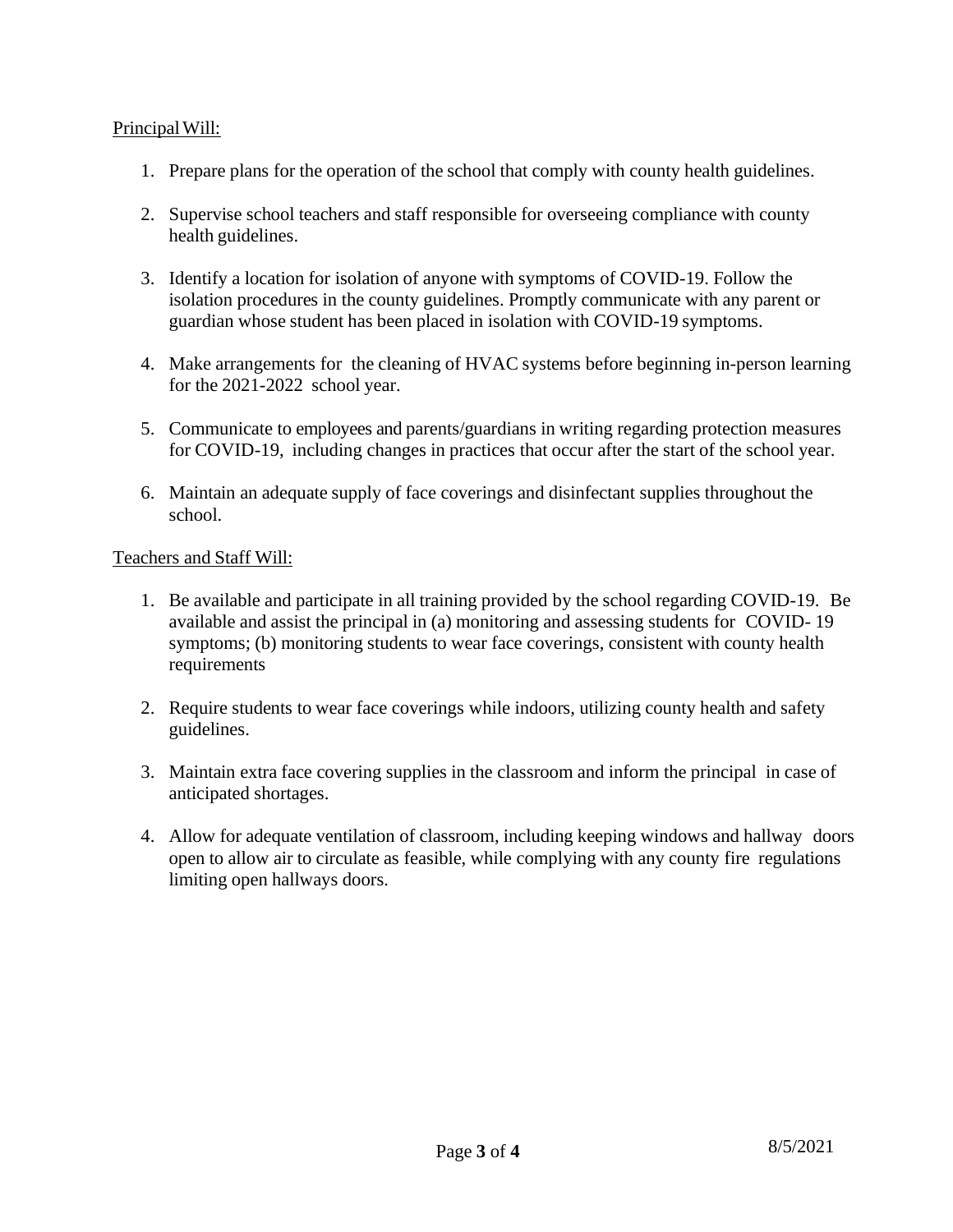Principal Will:

1. Prepare plans for the operation of the school that comply with county health guidelines.

2. Supervise school teachers and staff responsible for overseeing compliance with county health guidelines.

3. Identify a location for isolation of anyone with symptoms of COVID-19. Follow the isolation procedures in the county guidelines. Promptly communicate with any parent or guardian whose student has been placed in isolation with COVID-19 symptoms.

4. Make arrangements for the cleaning of HVAC systems before beginning in-person learning for the 2021-2022 school year.

5. Communicate to employees and parents/guardians in writing regarding protection measures for COVID-19, including changes in practices that occur after the start of the school year.

6. Maintain an adequate supply of face coverings and disinfectant supplies throughout the school.

Teachers and Staff Will:

1. Be available and participate in all training provided by the school regarding COVID-19. Be available and assist the principal in (a) monitoring and assessing students for COVID- 19 symptoms; (b) monitoring students to wear face coverings, consistent with county health requirements

2. Require students to wear face coverings while indoors, utilizing county health and safety guidelines.

3. Maintain extra face covering supplies in the classroom and inform the principal in case of anticipated shortages.

4. Allow for adequate ventilation of classroom, including keeping windows and hallway doors open to allow air to circulate as feasible, while complying with any county fire regulations limiting open hallways doors.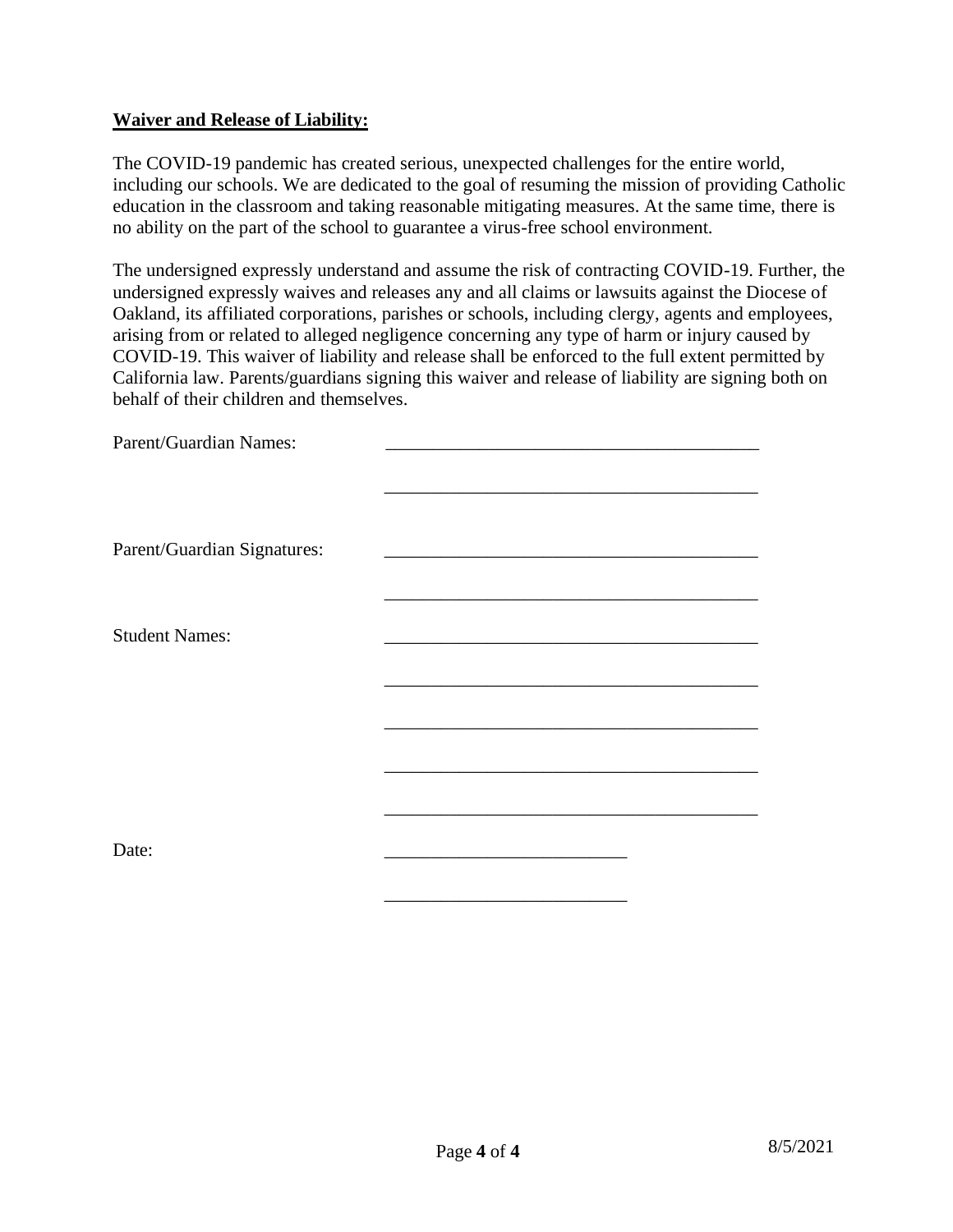**Waiver and Release of Liability:**

The COVID-19 pandemic has created serious, unexpected challenges for the entire world, including our schools. We are dedicated to the goal of resuming the mission of providing Catholic education in the classroom and taking reasonable mitigating measures. At the same time, there is no ability on the part of the school to guarantee a virus-free school environment.

The undersigned expressly understand and assume the risk of contracting COVID-19. Further, the undersigned expressly waives and releases any and all claims or lawsuits against the Diocese of Oakland, its affiliated corporations, parishes or schools, including clergy, agents and employees, arising from or related to alleged negligence concerning any type of harm or injury caused by COVID-19. This waiver of liability and release shall be enforced to the full extent permitted by California law. Parents/guardians signing this waiver and release of liability are signing both on behalf of their children and themselves.

Parent/Guardian Names: ________________________________________

________________________________________

Parent/Guardian Signatures: ________________________________________

________________________________________

Student Names: ________________________________________

________________________________________

________________________________________

________________________________________

________________________________________

Date: __________________________

__________________________

8/5/2021